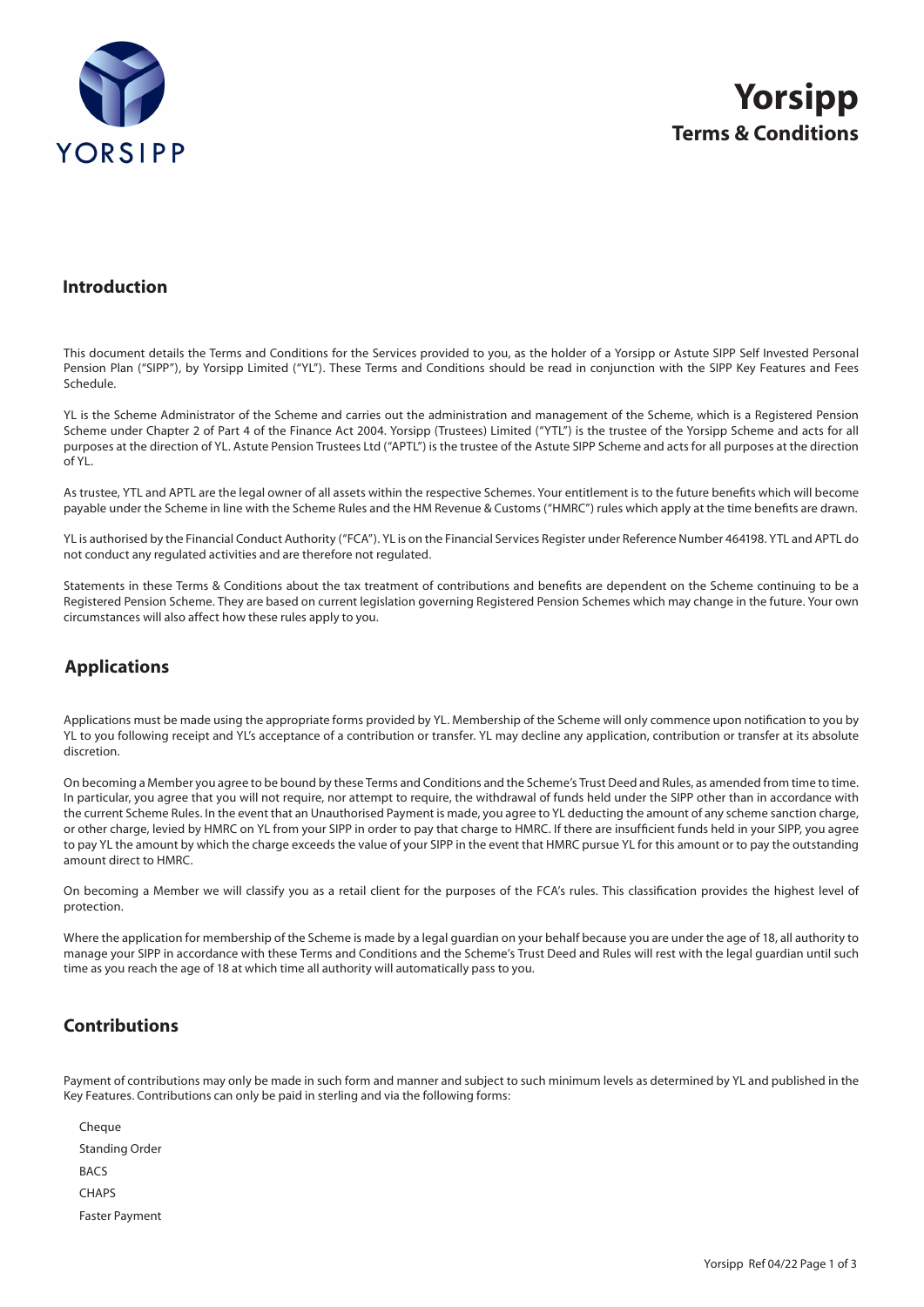# Yorsipp

## Terms & Conditions

## Introduction

This document details the Terms and Conditions for the Services provided to you, as the holder of a Yorsipp or Astute SIPP Self Invested Personal Pension Plan ("SIPP"), by Yorsipp Limited ("YL"). These Terms and Conditions should be read in conjunction with the SIPP Key Features and Fees Schedule.

YL is the Scheme Administrator of the Scheme and carries out the administration and management of the Scheme, which is a Registered Pension Scheme under Chapter 2 of Part 4 of the Finance Act 2004. Yorsipp (Trustees) Limited ("YTL") is the trustee of the Yorsipp Scheme and acts for all purposes at the direction of YL. Astute Pension Trustees Ltd ("APTL") is the trustee of the Astute SIPP Scheme and acts for all purposes at the direction of YL.

As trustee, YTL and APTL are the legal owner of all assets within the respective Schemes. Your entitlement is to the future benefits which will become payable under the Scheme in line with the Scheme Rules and the HM Revenue & Customs ("HMRC") rules which apply at the time benefits are drawn.

YL is authorised by the Financial Conduct Authority ("FCA"). YL is on the Financial Services Register under Reference Number 464198. YTL and APTL do not conduct any regulated activities and are therefore not regulated.

Statements in these Terms & Conditions about the tax treatment of contributions and benefits are dependent on the Scheme continuing to be a Registered Pension Scheme. They are based on current legislation governing Registered Pension Schemes which may change in the future. Your own circumstances will also affect how these rules apply to you.

## Applications

Applications must be made using the appropriate forms provided by YL. Membership of the Scheme will only commence upon notification to you by YL to you following receipt and YL's acceptance of a contribution or transfer. YL may decline any application, contribution or transfer at its absolute discretion.

On becoming a Member you agree to be bound by these Terms and Conditions and the Scheme's Trust Deed and Rules, as amended from time to time. In particular, you agree that you will not require, nor attempt to require, the withdrawal of funds held under the SIPP other than in accordance with the current Scheme Rules. In the event that an Unauthorised Payment is made, you agree to YL deducting the amount of any scheme sanction charge, or other charge, levied by HMRC on YL from your SIPP in order to pay that charge to HMRC. If there are insufficient funds held in your SIPP, you agree to pay YL the amount by which the charge exceeds the value of your SIPP in the event that HMRC pursue YL for this amount or to pay the outstanding amount direct to HMRC.

On becoming a Member we will classify you as a retail client for the purposes of the FCA's rules. This classification provides the highest level of protection.

Where the application for membership of the Scheme is made by a legal guardian on your behalf because you are under the age of 18, all authority to manage your SIPP in accordance with these Terms and Conditions and the Scheme's Trust Deed and Rules will rest with the legal guardian until such time as you reach the age of 18 at which time all authority will automatically pass to you.

## Contributions

Payment of contributions may only be made in such form and manner and subject to such minimum levels as determined by YL and published in the Key Features. Contributions can only be paid in sterling and via the following forms:

- Cheque
- Standing Order
- BACS
- CHAPS
- Faster Payment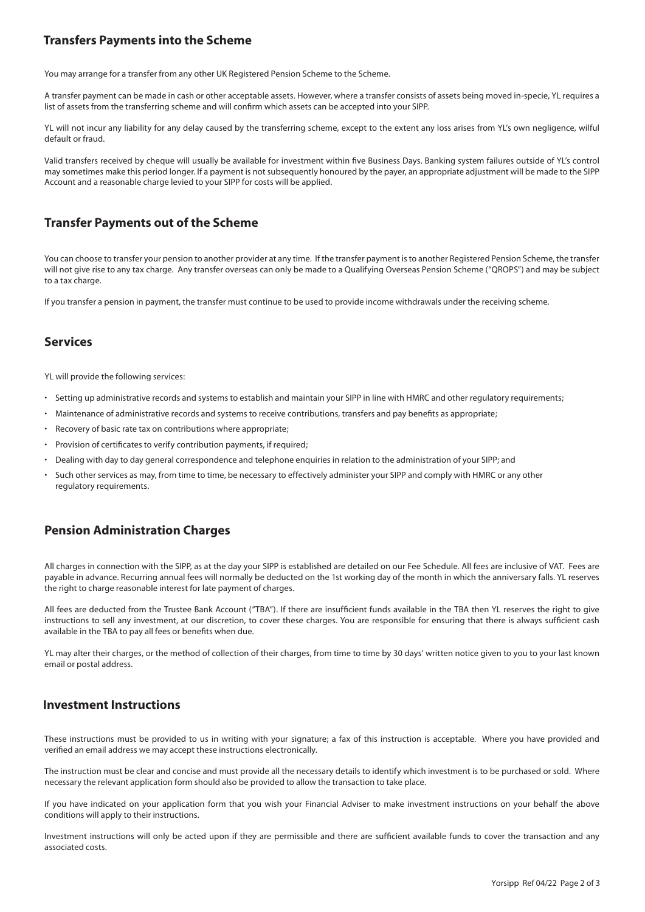## Transfers Payments into the Scheme

You may arrange for a transfer from any other UK Registered Pension Scheme to the Scheme.

A transfer payment can be made in cash or other acceptable assets. However, where a transfer consists of assets being moved in-specie, YL requires a list of assets from the transferring scheme and will confirm which assets can be accepted into your SIPP.

YL will not incur any liability for any delay caused by the transferring scheme, except to the extent any loss arises from YL's own negligence, wilful default or fraud.

Valid transfers received by cheque will usually be available for investment within five Business Days. Banking system failures outside of YL's control may sometimes make this period longer. If a payment is not subsequently honoured by the payer, an appropriate adjustment will be made to the SIPP Account and a reasonable charge levied to your SIPP for costs will be applied.

## Transfer Payments out of the Scheme

You can choose to transfer your pension to another provider at any time. If the transfer payment is to another Registered Pension Scheme, the transfer will not give rise to any tax charge. Any transfer overseas can only be made to a Qualifying Overseas Pension Scheme ("QROPS") and may be subject to a tax charge.

If you transfer a pension in payment, the transfer must continue to be used to provide income withdrawals under the receiving scheme.

## Services

YL will provide the following services:

- Setting up administrative records and systems to establish and maintain your SIPP in line with HMRC and other regulatory requirements;
- Maintenance of administrative records and systems to receive contributions, transfers and pay benefits as appropriate;
- Recovery of basic rate tax on contributions where appropriate;
- Provision of certificates to verify contribution payments, if required;
- Dealing with day to day general correspondence and telephone enquiries in relation to the administration of your SIPP; and
- Such other services as may, from time to time, be necessary to effectively administer your SIPP and comply with HMRC or any other regulatory requirements.

## Pension Administration Charges

All charges in connection with the SIPP, as at the day your SIPP is established are detailed on our Fee Schedule. All fees are inclusive of VAT. Fees are payable in advance. Recurring annual fees will normally be deducted on the 1st working day of the month in which the anniversary falls. YL reserves the right to charge reasonable interest for late payment of charges.

All fees are deducted from the Trustee Bank Account ("TBA"). If there are insufficient funds available in the TBA then YL reserves the right to give instructions to sell any investment, at our discretion, to cover these charges. You are responsible for ensuring that there is always sufficient cash available in the TBA to pay all fees or benefits when due.

YL may alter their charges, or the method of collection of their charges, from time to time by 30 days' written notice given to you to your last known email or postal address.

## Investment Instructions

These instructions must be provided to us in writing with your signature; a fax of this instruction is acceptable. Where you have provided and verified an email address we may accept these instructions electronically.

The instruction must be clear and concise and must provide all the necessary details to identify which investment is to be purchased or sold. Where necessary the relevant application form should also be provided to allow the transaction to take place.

If you have indicated on your application form that you wish your Financial Adviser to make investment instructions on your behalf the above conditions will apply to their instructions.

Investment instructions will only be acted upon if they are permissible and there are sufficient available funds to cover the transaction and any associated costs.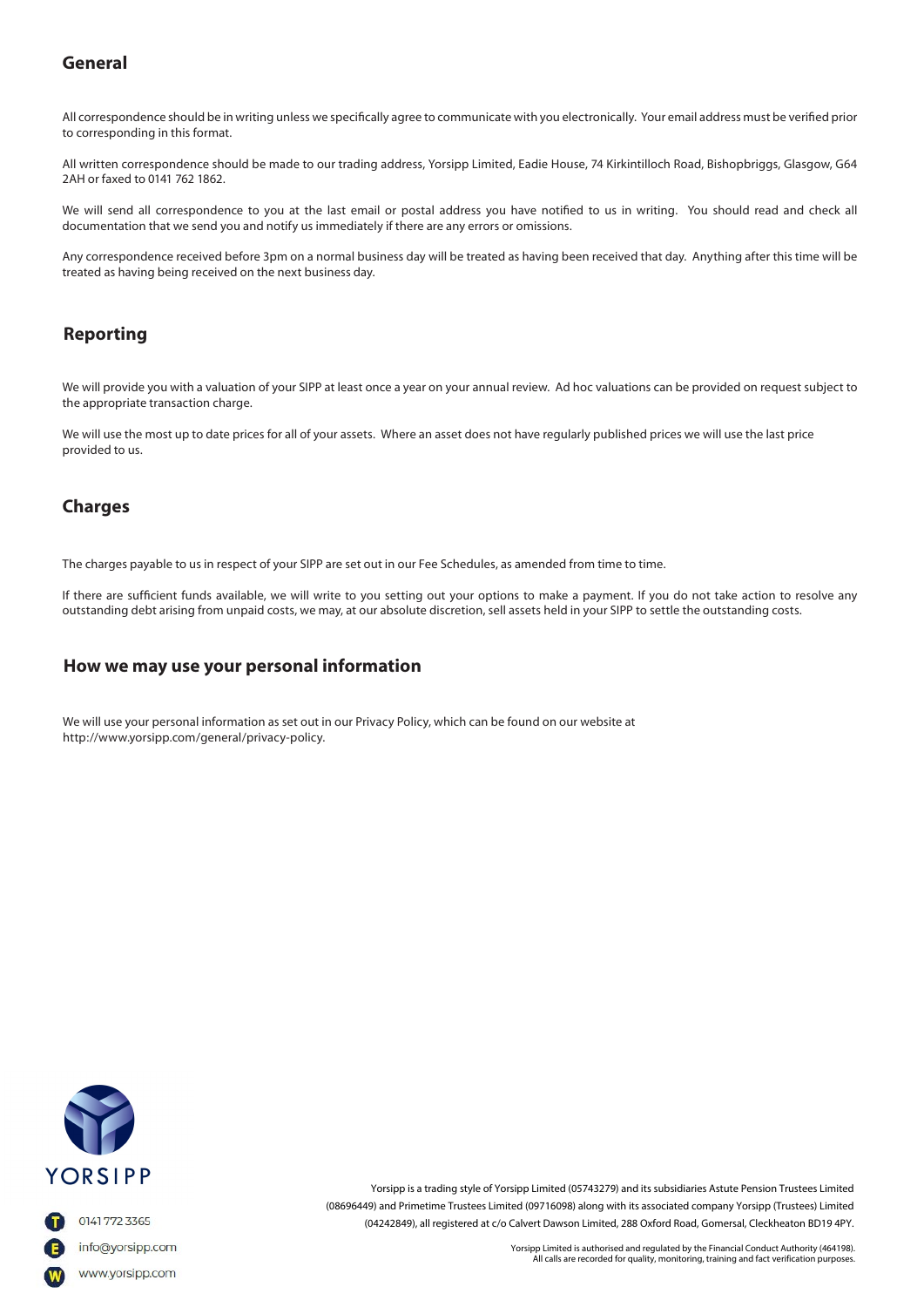## General

All correspondence should be in writing unless we specifically agree to communicate with you electronically. Your email address must be verified prior to corresponding in this format.

All written correspondence should be made to our trading address, Yorsipp Limited, Eadie House, 74 Kirkintilloch Road, Bishopbriggs, Glasgow, G64 2AH or faxed to 0141 762 1862.

We will send all correspondence to you at the last email or postal address you have notified to us in writing. You should read and check all documentation that we send you and notify us immediately if there are any errors or omissions.

Any correspondence received before 3pm on a normal business day will be treated as having been received that day. Anything after this time will be treated as having being received on the next business day.

## Reporting

We will provide you with a valuation of your SIPP at least once a year on your annual review. Ad hoc valuations can be provided on request subject to the appropriate transaction charge.

We will use the most up to date prices for all of your assets. Where an asset does not have regularly published prices we will use the last price provided to us.

## Charges

The charges payable to us in respect of your SIPP are set out in our Fee Schedules, as amended from time to time.

If there are sufficient funds available, we will write to you setting out your options to make a payment. If you do not take action to resolve any outstanding debt arising from unpaid costs, we may, at our absolute discretion, sell assets held in your SIPP to settle the outstanding costs.

## How we may use your personal information

We will use your personal information as set out in our Privacy Policy, which can be found on our website at http://www.yorsipp.com/general/privacy-policy.

YORSIPP

T 0141 772 3365
E info@yorsipp.com
W www.yorsipp.com

Yorsipp is a trading style of Yorsipp Limited (05743279) and its subsidiaries Astute Pension Trustees Limited (08696449) and Primetime Trustees Limited (09716098) along with its associated company Yorsipp (Trustees) Limited (04242849), all registered at c/o Calvert Dawson Limited, 288 Oxford Road, Gomersal, Cleckheaton BD19 4PY.

Yorsipp Limited is authorised and regulated by the Financial Conduct Authority (464198).
All calls are recorded for quality, monitoring, training and fact verification purposes.